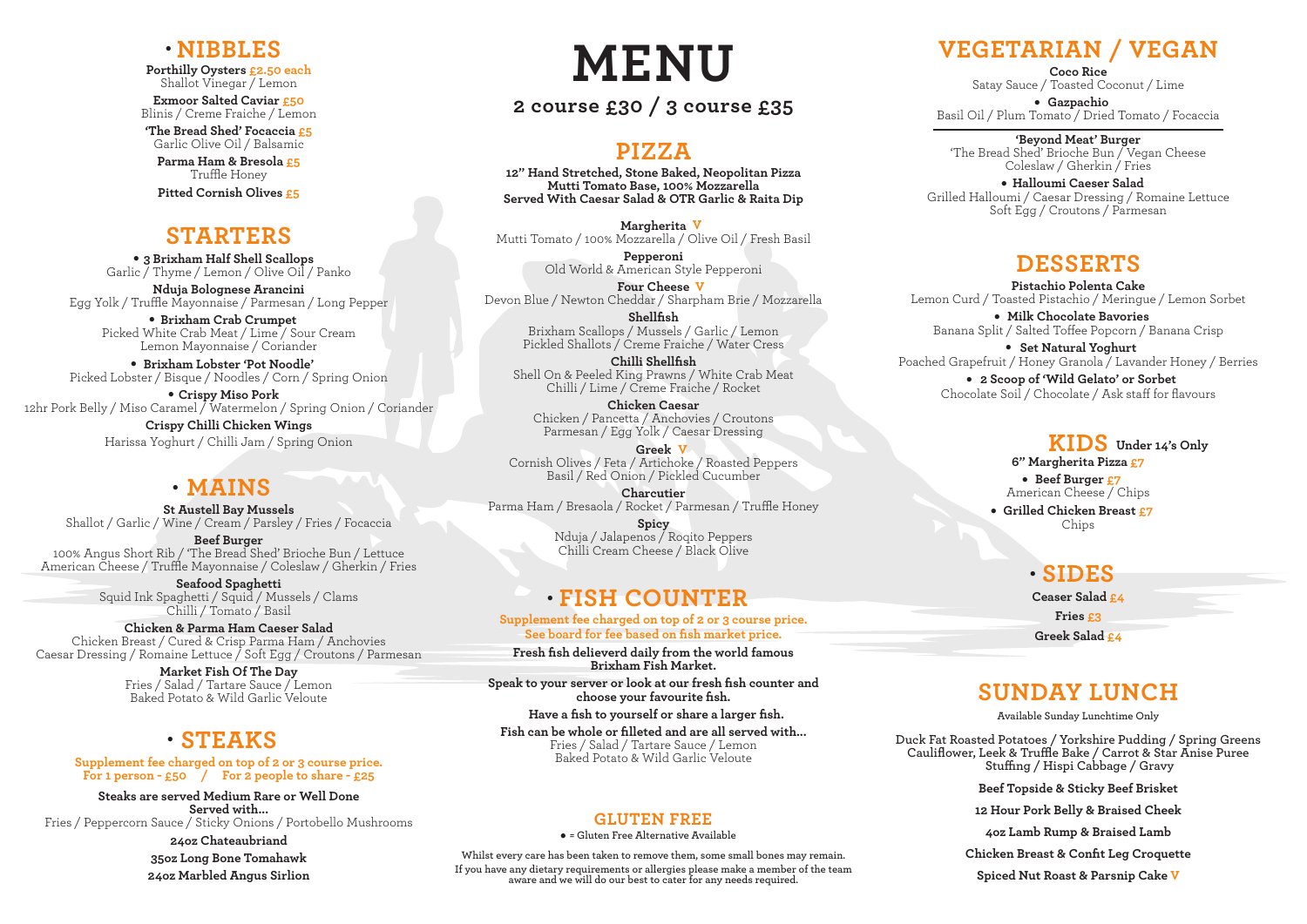// MENU

# MENU

## 2 course £30 / 3 course £35

## • NIBBLES

**Porthilly Oysters** £2.50 each
Shallot Vinegar / Lemon

**Exmoor Salted Caviar** £50
Blinis / Creme Fraiche / Lemon

**'The Bread Shed' Focaccia** £5
Garlic Olive Oil / Balsamic

**Parma Ham & Bresola** £5
Truffle Honey

**Pitted Cornish Olives** £5

## STARTERS

**• 3 Brixham Half Shell Scallops**
Garlic / Thyme / Lemon / Olive Oil / Panko

**Nduja Bolognese Arancini**
Egg Yolk / Truffle Mayonnaise / Parmesan / Long Pepper

**• Brixham Crab Crumpet**
Picked White Crab Meat / Lime / Sour Cream
Lemon Mayonnaise / Coriander

**• Brixham Lobster 'Pot Noodle'**
Picked Lobster / Bisque / Noodles / Corn / Spring Onion

**• Crispy Miso Pork**
12hr Pork Belly / Miso Caramel / Watermelon / Spring Onion / Coriander

**Crispy Chilli Chicken Wings**
Harissa Yoghurt / Chilli Jam / Spring Onion

## • MAINS

**St Austell Bay Mussels**
Shallot / Garlic / Wine / Cream / Parsley / Fries / Focaccia

**Beef Burger**
100% Angus Short Rib / 'The Bread Shed' Brioche Bun / Lettuce
American Cheese / Truffle Mayonnaise / Coleslaw / Gherkin / Fries

**Seafood Spaghetti**
Squid Ink Spaghetti / Squid / Mussels / Clams
Chilli / Tomato / Basil

**Chicken & Parma Ham Caeser Salad**
Chicken Breast / Cured & Crisp Parma Ham / Anchovies
Caesar Dressing / Romaine Lettuce / Soft Egg / Croutons / Parmesan

**Market Fish Of The Day**
Fries / Salad / Tartare Sauce / Lemon
Baked Potato & Wild Garlic Veloute

## • STEAKS

Supplement fee charged on top of 2 or 3 course price.
For 1 person - £50 / For 2 people to share - £25

**Steaks are served Medium Rare or Well Done**
**Served with...**
Fries / Peppercorn Sauce / Sticky Onions / Portobello Mushrooms

**24oz Chateaubriand**

**35oz Long Bone Tomahawk**

**24oz Marbled Angus Sirlion**

## PIZZA

**12" Hand Stretched, Stone Baked, Neopolitan Pizza**
**Mutti Tomato Base, 100% Mozzarella**
**Served With Caesar Salad & OTR Garlic & Raita Dip**

**Margherita** V
Mutti Tomato / 100% Mozzarella / Olive Oil / Fresh Basil

**Pepperoni**
Old World & American Style Pepperoni

**Four Cheese** V
Devon Blue / Newton Cheddar / Sharpham Brie / Mozzarella

**Shellfish**
Brixham Scallops / Mussels / Garlic / Lemon
Pickled Shallots / Creme Fraiche / Water Cress

**Chilli Shellfish**
Shell On & Peeled King Prawns / White Crab Meat
Chilli / Lime / Creme Fraiche / Rocket

**Chicken Caesar**
Chicken / Pancetta / Anchovies / Croutons
Parmesan / Egg Yolk / Caesar Dressing

**Greek** V
Cornish Olives / Feta / Artichoke / Roasted Peppers
Basil / Red Onion / Pickled Cucumber

**Charcutier**
Parma Ham / Bresaola / Rocket / Parmesan / Truffle Honey

**Spicy**
Nduja / Jalapenos / Roqito Peppers
Chilli Cream Cheese / Black Olive

## • FISH COUNTER

Supplement fee charged on top of 2 or 3 course price.
See board for fee based on fish market price.

**Fresh fish delieverd daily from the world famous Brixham Fish Market.**

**Speak to your server or look at our fresh fish counter and choose your favourite fish.**

**Have a fish to yourself or share a larger fish.**

**Fish can be whole or filleted and are all served with...**
Fries / Salad / Tartare Sauce / Lemon
Baked Potato & Wild Garlic Veloute

## GLUTEN FREE

• = Gluten Free Alternative Available

Whilst every care has been taken to remove them, some small bones may remain.
If you have any dietary requirements or allergies please make a member of the team aware and we will do our best to cater for any needs required.

## VEGETARIAN / VEGAN

**Coco Rice**
Satay Sauce / Toasted Coconut / Lime

**• Gazpachio**
Basil Oil / Plum Tomato / Dried Tomato / Focaccia

**'Beyond Meat' Burger**
'The Bread Shed' Brioche Bun / Vegan Cheese
Coleslaw / Gherkin / Fries

**• Halloumi Caeser Salad**
Grilled Halloumi / Caesar Dressing / Romaine Lettuce
Soft Egg / Croutons / Parmesan

## DESSERTS

**Pistachio Polenta Cake**
Lemon Curd / Toasted Pistachio / Meringue / Lemon Sorbet

**• Milk Chocolate Bavories**
Banana Split / Salted Toffee Popcorn / Banana Crisp

**• Set Natural Yoghurt**
Poached Grapefruit / Honey Granola / Lavander Honey / Berries

**• 2 Scoop of 'Wild Gelato' or Sorbet**
Chocolate Soil / Chocolate / Ask staff for flavours

## KIDS Under 14's Only

**6" Margherita Pizza** £7

**• Beef Burger** £7
American Cheese / Chips

**• Grilled Chicken Breast** £7
Chips

## • SIDES

**Ceaser Salad** £4

**Fries** £3

**Greek Salad** £4

## SUNDAY LUNCH

Available Sunday Lunchtime Only

**Duck Fat Roasted Potatoes / Yorkshire Pudding / Spring Greens**
**Cauliflower, Leek & Truffle Bake / Carrot & Star Anise Puree**
**Stuffing / Hispi Cabbage / Gravy**

**Beef Topside & Sticky Beef Brisket**

**12 Hour Pork Belly & Braised Cheek**

**4oz Lamb Rump & Braised Lamb**

**Chicken Breast & Confit Leg Croquette**

**Spiced Nut Roast & Parsnip Cake** V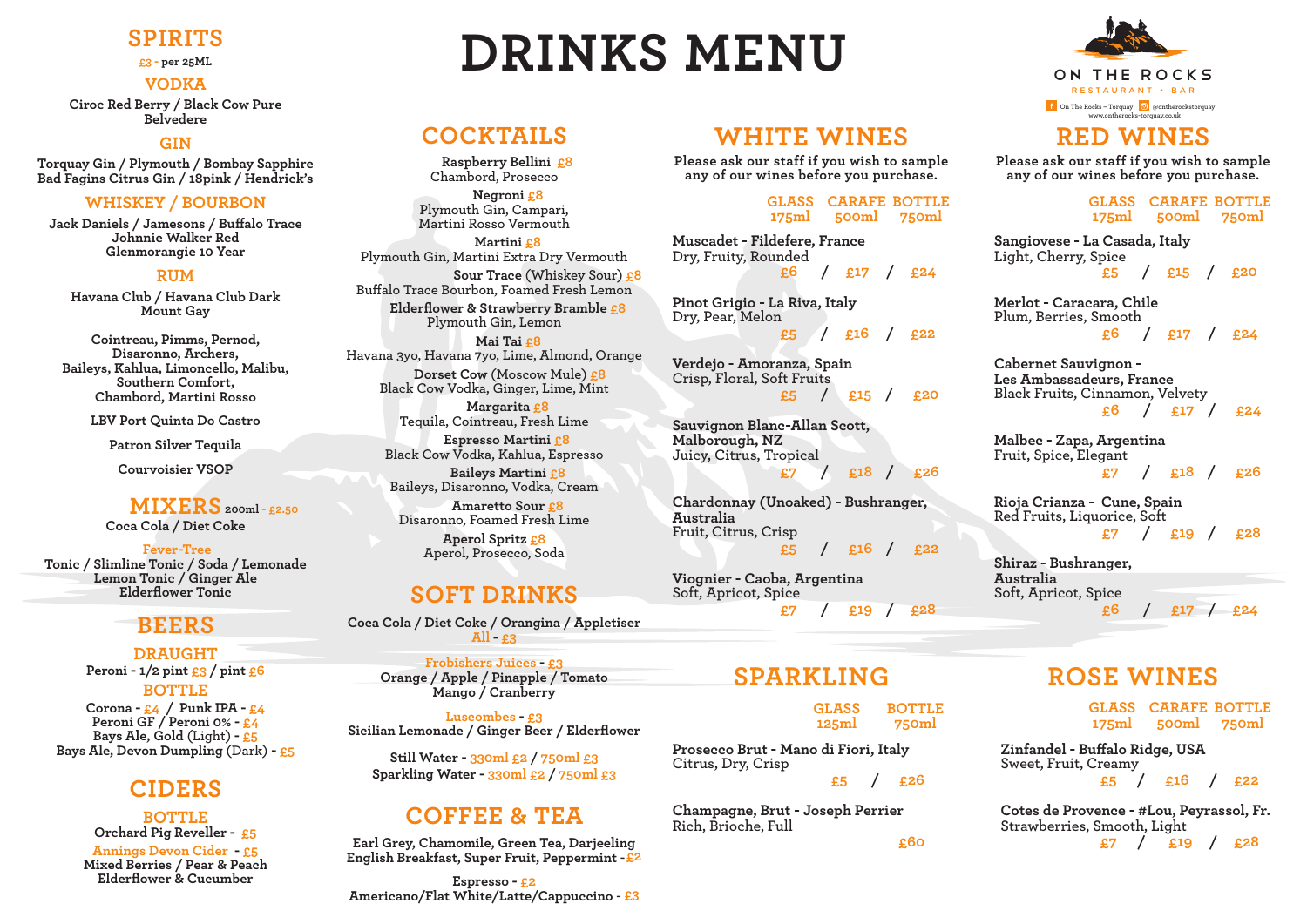# DRINKS MENU

ON THE ROCKS
RESTAURANT • BAR

On The Rocks – Torquay @ontherockstorquay
www.ontherocks-torquay.co.uk

## SPIRITS

£3 - per 25ML

### VODKA

Ciroc Red Berry / Black Cow Pure
Belvedere

### GIN

Torquay Gin / Plymouth / Bombay Sapphire
Bad Fagins Citrus Gin / 18pink / Hendrick's

### WHISKEY / BOURBON

Jack Daniels / Jamesons / Buffalo Trace
Johnnie Walker Red
Glenmorangie 10 Year

### RUM

Havana Club / Havana Club Dark
Mount Gay

Cointreau, Pimms, Pernod,
Disaronno, Archers,
Baileys, Kahlua, Limoncello, Malibu,
Southern Comfort,
Chambord, Martini Rosso

LBV Port Quinta Do Castro

Patron Silver Tequila

Courvoisier VSOP

## MIXERS 200ml - £2.50

Coca Cola / Diet Coke

Fever-Tree

Tonic / Slimline Tonic / Soda / Lemonade
Lemon Tonic / Ginger Ale
Elderflower Tonic

## BEERS

### DRAUGHT

Peroni - 1/2 pint £3 / pint £6

### BOTTLE

Corona - £4 / Punk IPA - £4
Peroni GF / Peroni 0% - £4
Bays Ale, Gold (Light) - £5
Bays Ale, Devon Dumpling (Dark) - £5

## CIDERS

### BOTTLE

Orchard Pig Reveller - £5
Annings Devon Cider - £5
Mixed Berries / Pear & Peach
Elderflower & Cucumber

## COCKTAILS

**Raspberry Bellini** £8
Chambord, Prosecco

**Negroni** £8
Plymouth Gin, Campari,
Martini Rosso Vermouth

**Martini** £8
Plymouth Gin, Martini Extra Dry Vermouth

**Sour Trace** (Whiskey Sour) £8
Buffalo Trace Bourbon, Foamed Fresh Lemon

**Elderflower & Strawberry Bramble** £8
Plymouth Gin, Lemon

**Mai Tai** £8
Havana 3yo, Havana 7yo, Lime, Almond, Orange

**Dorset Cow** (Moscow Mule) £8
Black Cow Vodka, Ginger, Lime, Mint

**Margarita** £8
Tequila, Cointreau, Fresh Lime

**Espresso Martini** £8
Black Cow Vodka, Kahlua, Espresso

**Baileys Martini** £8
Baileys, Disaronno, Vodka, Cream

**Amaretto Sour** £8
Disaronno, Foamed Fresh Lime

**Aperol Spritz** £8
Aperol, Prosecco, Soda

## SOFT DRINKS

Coca Cola / Diet Coke / Orangina / Appletiser
All - £3

Frobishers Juices - £3
Orange / Apple / Pinapple / Tomato
Mango / Cranberry

Luscombes - £3
Sicilian Lemonade / Ginger Beer / Elderflower

Still Water - 330ml £2 / 750ml £3
Sparkling Water - 330ml £2 / 750ml £3

## COFFEE & TEA

Earl Grey, Chamomile, Green Tea, Darjeeling
English Breakfast, Super Fruit, Peppermint - £2

Espresso - £2
Americano/Flat White/Latte/Cappuccino - £3

## WHITE WINES

Please ask our staff if you wish to sample any of our wines before you purchase.

| | GLASS 175ml | CARAFE 500ml | BOTTLE 750ml |
|---|---|---|---|
| **Muscadet - Fildefere, France**<br>Dry, Fruity, Rounded | £6 | £17 | £24 |
| **Pinot Grigio - La Riva, Italy**<br>Dry, Pear, Melon | £5 | £16 | £22 |
| **Verdejo - Amoranza, Spain**<br>Crisp, Floral, Soft Fruits | £5 | £15 | £20 |
| **Sauvignon Blanc-Allan Scott, Malborough, NZ**<br>Juicy, Citrus, Tropical | £7 | £18 | £26 |
| **Chardonnay (Unoaked) - Bushranger, Australia**<br>Fruit, Citrus, Crisp | £5 | £16 | £22 |
| **Viognier - Caoba, Argentina**<br>Soft, Apricot, Spice | £7 | £19 | £28 |

## SPARKLING

| | GLASS 125ml | BOTTLE 750ml |
|---|---|---|
| **Prosecco Brut - Mano di Fiori, Italy**<br>Citrus, Dry, Crisp | £5 | £26 |
| **Champagne, Brut - Joseph Perrier**<br>Rich, Brioche, Full | | £60 |

## RED WINES

Please ask our staff if you wish to sample any of our wines before you purchase.

| | GLASS 175ml | CARAFE 500ml | BOTTLE 750ml |
|---|---|---|---|
| **Sangiovese - La Casada, Italy**<br>Light, Cherry, Spice | £5 | £15 | £20 |
| **Merlot - Caracara, Chile**<br>Plum, Berries, Smooth | £6 | £17 | £24 |
| **Cabernet Sauvignon - Les Ambassadeurs, France**<br>Black Fruits, Cinnamon, Velvety | £6 | £17 | £24 |
| **Malbec - Zapa, Argentina**<br>Fruit, Spice, Elegant | £7 | £18 | £26 |
| **Rioja Crianza - Cune, Spain**<br>Red Fruits, Liquorice, Soft | £7 | £19 | £28 |
| **Shiraz - Bushranger, Australia**<br>Soft, Apricot, Spice | £6 | £17 | £24 |

## ROSE WINES

| | GLASS 175ml | CARAFE 500ml | BOTTLE 750ml |
|---|---|---|---|
| **Zinfandel - Buffalo Ridge, USA**<br>Sweet, Fruit, Creamy | £5 | £16 | £22 |
| **Cotes de Provence - #Lou, Peyrassol, Fr.**<br>Strawberries, Smooth, Light | £7 | £19 | £28 |